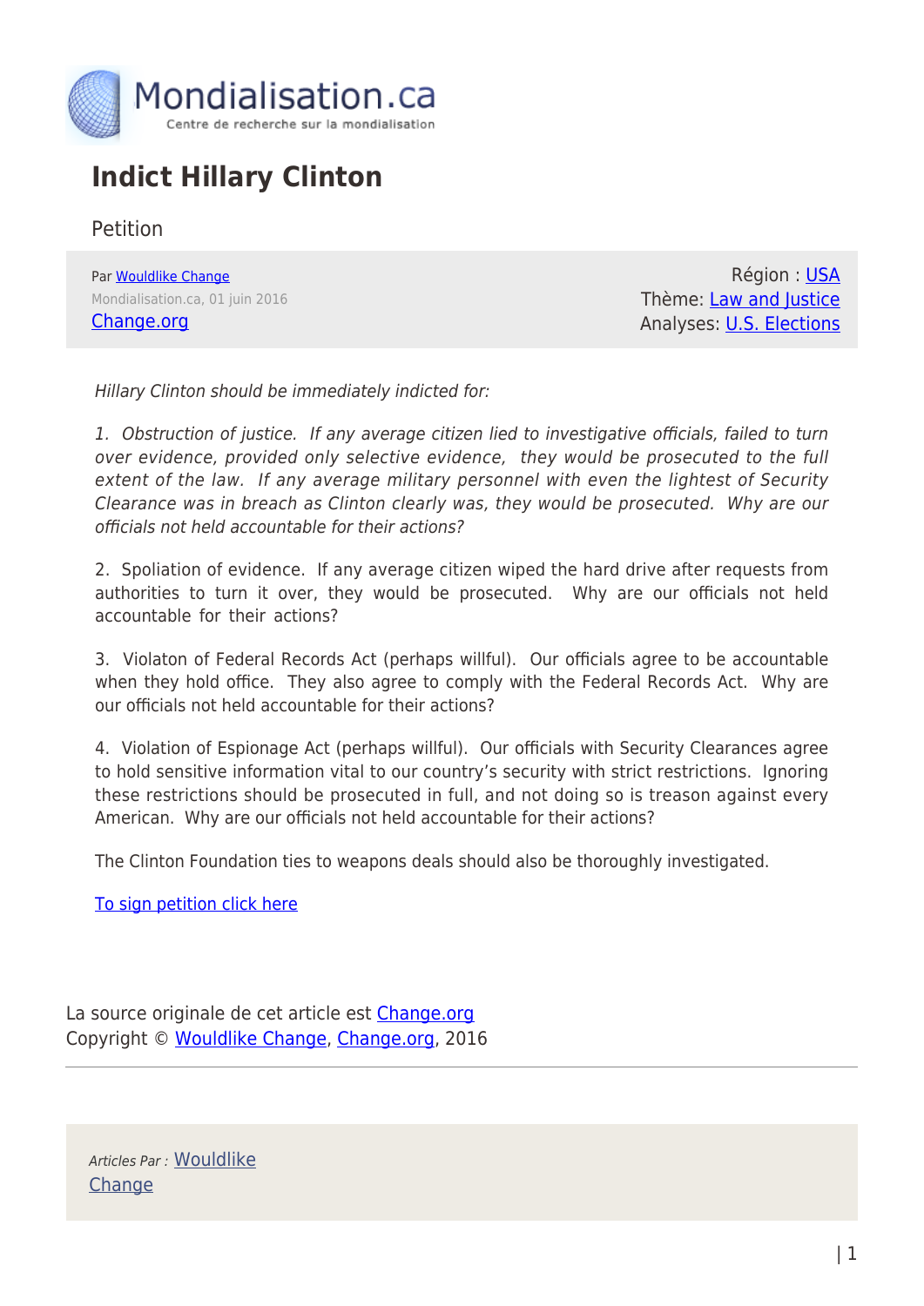Mondialisation.ca
Centre de recherche sur la mondialisation

# Indict Hillary Clinton

Petition

Par Wouldlike Change
Mondialisation.ca, 01 juin 2016
Change.org

Région : USA
Thème: Law and Justice
Analyses: U.S. Elections

*Hillary Clinton should be immediately indicted for:*

*1. Obstruction of justice. If any average citizen lied to investigative officials, failed to turn over evidence, provided only selective evidence, they would be prosecuted to the full extent of the law. If any average military personnel with even the lightest of Security Clearance was in breach as Clinton clearly was, they would be prosecuted. Why are our officials not held accountable for their actions?*

2. Spoliation of evidence. If any average citizen wiped the hard drive after requests from authorities to turn it over, they would be prosecuted. Why are our officials not held accountable for their actions?

3. Violaton of Federal Records Act (perhaps willful). Our officials agree to be accountable when they hold office. They also agree to comply with the Federal Records Act. Why are our officials not held accountable for their actions?

4. Violation of Espionage Act (perhaps willful). Our officials with Security Clearances agree to hold sensitive information vital to our country's security with strict restrictions. Ignoring these restrictions should be prosecuted in full, and not doing so is treason against every American. Why are our officials not held accountable for their actions?

The Clinton Foundation ties to weapons deals should also be thoroughly investigated.

To sign petition click here

La source originale de cet article est Change.org
Copyright © Wouldlike Change, Change.org, 2016

*Articles Par :* Wouldlike Change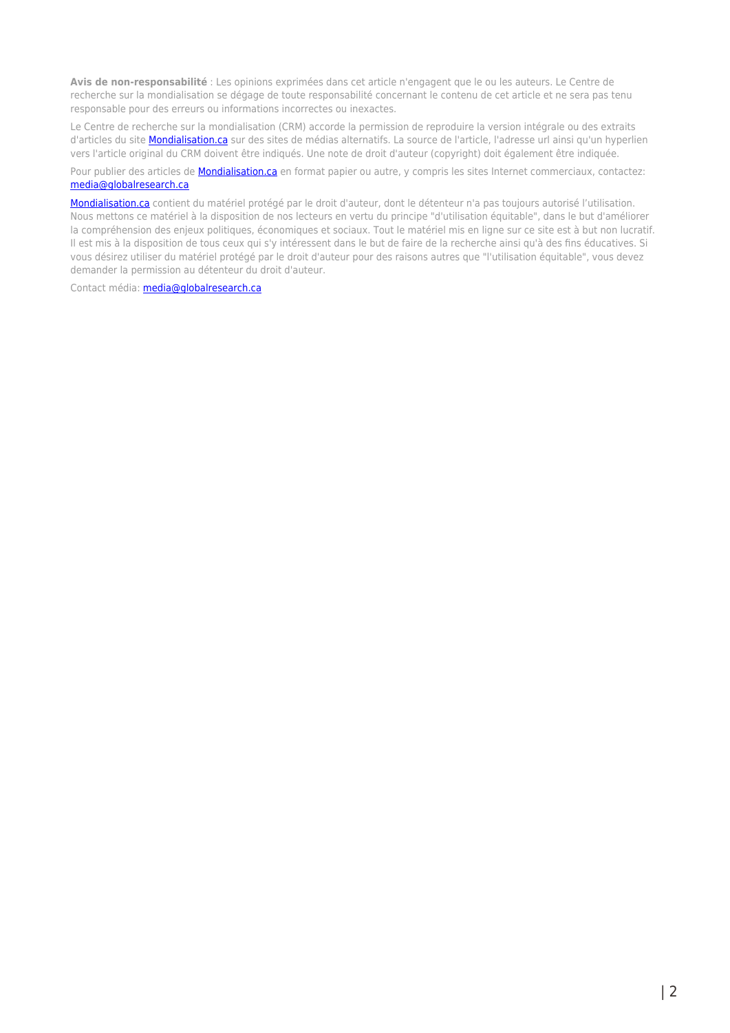**Avis de non-responsabilité** : Les opinions exprimées dans cet article n'engagent que le ou les auteurs. Le Centre de recherche sur la mondialisation se dégage de toute responsabilité concernant le contenu de cet article et ne sera pas tenu responsable pour des erreurs ou informations incorrectes ou inexactes.

Le Centre de recherche sur la mondialisation (CRM) accorde la permission de reproduire la version intégrale ou des extraits d'articles du site Mondialisation.ca sur des sites de médias alternatifs. La source de l'article, l'adresse url ainsi qu'un hyperlien vers l'article original du CRM doivent être indiqués. Une note de droit d'auteur (copyright) doit également être indiquée.

Pour publier des articles de Mondialisation.ca en format papier ou autre, y compris les sites Internet commerciaux, contactez: media@globalresearch.ca

Mondialisation.ca contient du matériel protégé par le droit d'auteur, dont le détenteur n'a pas toujours autorisé l'utilisation. Nous mettons ce matériel à la disposition de nos lecteurs en vertu du principe "d'utilisation équitable", dans le but d'améliorer la compréhension des enjeux politiques, économiques et sociaux. Tout le matériel mis en ligne sur ce site est à but non lucratif. Il est mis à la disposition de tous ceux qui s'y intéressent dans le but de faire de la recherche ainsi qu'à des fins éducatives. Si vous désirez utiliser du matériel protégé par le droit d'auteur pour des raisons autres que "l'utilisation équitable", vous devez demander la permission au détenteur du droit d'auteur.

Contact média: media@globalresearch.ca